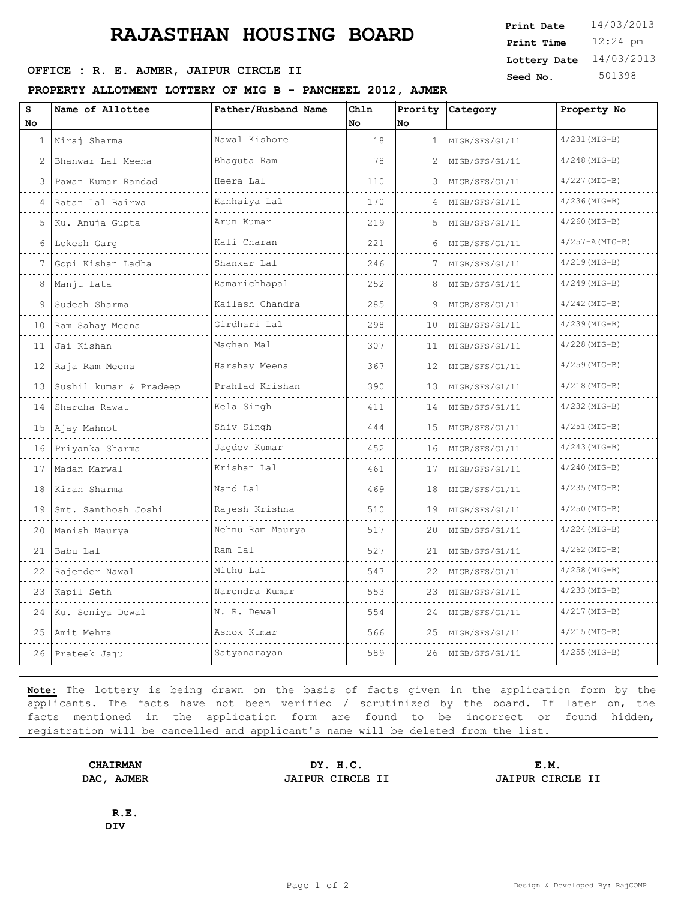# RAJASTHAN HOUSING BOARD

| | |
|---|---|
| **Print Date** | 14/03/2013 |
| **Print Time** | 12:24 pm |
| **Lottery Date** | 14/03/2013 |
| **Seed No.** | 501398 |

**OFFICE : R. E. AJMER, JAIPUR CIRCLE II**

**PROPERTY ALLOTMENT LOTTERY OF MIG B - PANCHEEL 2012, AJMER**

| S No | Name of Allottee | Father/Husband Name | Chln No | Prority No | Category | Property No |
|---|---|---|---|---|---|---|
| 1 | Niraj Sharma | Nawal Kishore | 18 | 1 | MIGB/SFS/G1/11 | 4/231(MIG-B) |
| 2 | Bhanwar Lal Meena | Bhaguta Ram | 78 | 2 | MIGB/SFS/G1/11 | 4/248(MIG-B) |
| 3 | Pawan Kumar Randad | Heera Lal | 110 | 3 | MIGB/SFS/G1/11 | 4/227(MIG-B) |
| 4 | Ratan Lal Bairwa | Kanhaiya Lal | 170 | 4 | MIGB/SFS/G1/11 | 4/236(MIG-B) |
| 5 | Ku. Anuja Gupta | Arun Kumar | 219 | 5 | MIGB/SFS/G1/11 | 4/260(MIG-B) |
| 6 | Lokesh Garg | Kali Charan | 221 | 6 | MIGB/SFS/G1/11 | 4/257-A(MIG-B) |
| 7 | Gopi Kishan Ladha | Shankar Lal | 246 | 7 | MIGB/SFS/G1/11 | 4/219(MIG-B) |
| 8 | Manju lata | Ramarichhapal | 252 | 8 | MIGB/SFS/G1/11 | 4/249(MIG-B) |
| 9 | Sudesh Sharma | Kailash Chandra | 285 | 9 | MIGB/SFS/G1/11 | 4/242(MIG-B) |
| 10 | Ram Sahay Meena | Girdhari Lal | 298 | 10 | MIGB/SFS/G1/11 | 4/239(MIG-B) |
| 11 | Jai Kishan | Maghan Mal | 307 | 11 | MIGB/SFS/G1/11 | 4/228(MIG-B) |
| 12 | Raja Ram Meena | Harshay Meena | 367 | 12 | MIGB/SFS/G1/11 | 4/259(MIG-B) |
| 13 | Sushil kumar & Pradeep | Prahlad Krishan | 390 | 13 | MIGB/SFS/G1/11 | 4/218(MIG-B) |
| 14 | Shardha Rawat | Kela Singh | 411 | 14 | MIGB/SFS/G1/11 | 4/232(MIG-B) |
| 15 | Ajay Mahnot | Shiv Singh | 444 | 15 | MIGB/SFS/G1/11 | 4/251(MIG-B) |
| 16 | Priyanka Sharma | Jagdev Kumar | 452 | 16 | MIGB/SFS/G1/11 | 4/243(MIG-B) |
| 17 | Madan Marwal | Krishan Lal | 461 | 17 | MIGB/SFS/G1/11 | 4/240(MIG-B) |
| 18 | Kiran Sharma | Nand Lal | 469 | 18 | MIGB/SFS/G1/11 | 4/235(MIG-B) |
| 19 | Smt. Santhosh Joshi | Rajesh Krishna | 510 | 19 | MIGB/SFS/G1/11 | 4/250(MIG-B) |
| 20 | Manish Maurya | Nehnu Ram Maurya | 517 | 20 | MIGB/SFS/G1/11 | 4/224(MIG-B) |
| 21 | Babu Lal | Ram Lal | 527 | 21 | MIGB/SFS/G1/11 | 4/262(MIG-B) |
| 22 | Rajender Nawal | Mithu Lal | 547 | 22 | MIGB/SFS/G1/11 | 4/258(MIG-B) |
| 23 | Kapil Seth | Narendra Kumar | 553 | 23 | MIGB/SFS/G1/11 | 4/233(MIG-B) |
| 24 | Ku. Soniya Dewal | N. R. Dewal | 554 | 24 | MIGB/SFS/G1/11 | 4/217(MIG-B) |
| 25 | Amit Mehra | Ashok Kumar | 566 | 25 | MIGB/SFS/G1/11 | 4/215(MIG-B) |
| 26 | Prateek Jaju | Satyanarayan | 589 | 26 | MIGB/SFS/G1/11 | 4/255(MIG-B) |

**Note:** The lottery is being drawn on the basis of facts given in the application form by the applicants. The facts have not been verified / scrutinized by the board. If later on, the facts mentioned in the application form are found to be incorrect or found hidden, registration will be cancelled and applicant's name will be deleted from the list.

| | | |
|---|---|---|
| **CHAIRMAN**<br>**DAC, AJMER** | **DY. H.C.**<br>**JAIPUR CIRCLE II** | **E.M.**<br>**JAIPUR CIRCLE II** |

**R.E.**
**DIV**

Design & Developed By: RajCOMP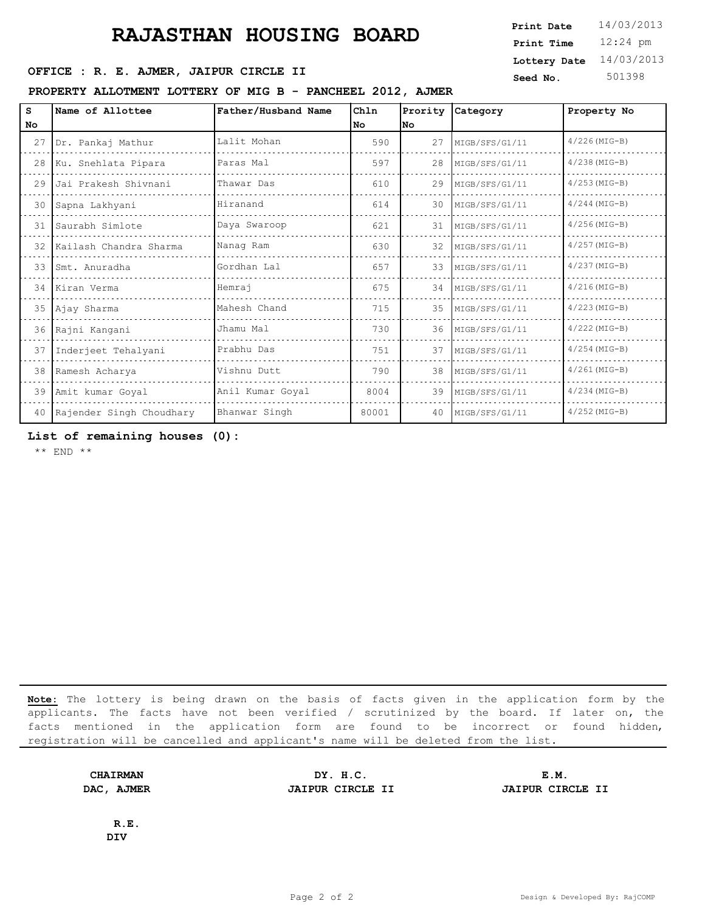# RAJASTHAN HOUSING BOARD

**Print Date** 14/03/2013
**Print Time** 12:24 pm
**Lottery Date** 14/03/2013
**Seed No.** 501398

**OFFICE : R. E. AJMER, JAIPUR CIRCLE II**

**PROPERTY ALLOTMENT LOTTERY OF MIG B - PANCHEEL 2012, AJMER**

| S No | Name of Allottee | Father/Husband Name | Chln No | Prority No | Category | Property No |
|---|---|---|---|---|---|---|
| 27 | Dr. Pankaj Mathur | Lalit Mohan | 590 | 27 | MIGB/SFS/G1/11 | 4/226(MIG-B) |
| 28 | Ku. Snehlata Pipara | Paras Mal | 597 | 28 | MIGB/SFS/G1/11 | 4/238(MIG-B) |
| 29 | Jai Prakesh Shivnani | Thawar Das | 610 | 29 | MIGB/SFS/G1/11 | 4/253(MIG-B) |
| 30 | Sapna Lakhyani | Hiranand | 614 | 30 | MIGB/SFS/G1/11 | 4/244(MIG-B) |
| 31 | Saurabh Simlote | Daya Swaroop | 621 | 31 | MIGB/SFS/G1/11 | 4/256(MIG-B) |
| 32 | Kailash Chandra Sharma | Nanag Ram | 630 | 32 | MIGB/SFS/G1/11 | 4/257(MIG-B) |
| 33 | Smt. Anuradha | Gordhan Lal | 657 | 33 | MIGB/SFS/G1/11 | 4/237(MIG-B) |
| 34 | Kiran Verma | Hemraj | 675 | 34 | MIGB/SFS/G1/11 | 4/216(MIG-B) |
| 35 | Ajay Sharma | Mahesh Chand | 715 | 35 | MIGB/SFS/G1/11 | 4/223(MIG-B) |
| 36 | Rajni Kangani | Jhamu Mal | 730 | 36 | MIGB/SFS/G1/11 | 4/222(MIG-B) |
| 37 | Inderjeet Tehalyani | Prabhu Das | 751 | 37 | MIGB/SFS/G1/11 | 4/254(MIG-B) |
| 38 | Ramesh Acharya | Vishnu Dutt | 790 | 38 | MIGB/SFS/G1/11 | 4/261(MIG-B) |
| 39 | Amit kumar Goyal | Anil Kumar Goyal | 8004 | 39 | MIGB/SFS/G1/11 | 4/234(MIG-B) |
| 40 | Rajender Singh Choudhary | Bhanwar Singh | 80001 | 40 | MIGB/SFS/G1/11 | 4/252(MIG-B) |

**List of remaining houses (0):**

** END **

**Note:** The lottery is being drawn on the basis of facts given in the application form by the applicants. The facts have not been verified / scrutinized by the board. If later on, the facts mentioned in the application form are found to be incorrect or found hidden, registration will be cancelled and applicant's name will be deleted from the list.

**CHAIRMAN**
**DAC, AJMER**

**DY. H.C.**
**JAIPUR CIRCLE II**

**E.M.**
**JAIPUR CIRCLE II**

**R.E.**
**DIV**

Design & Developed By: RajCOMP